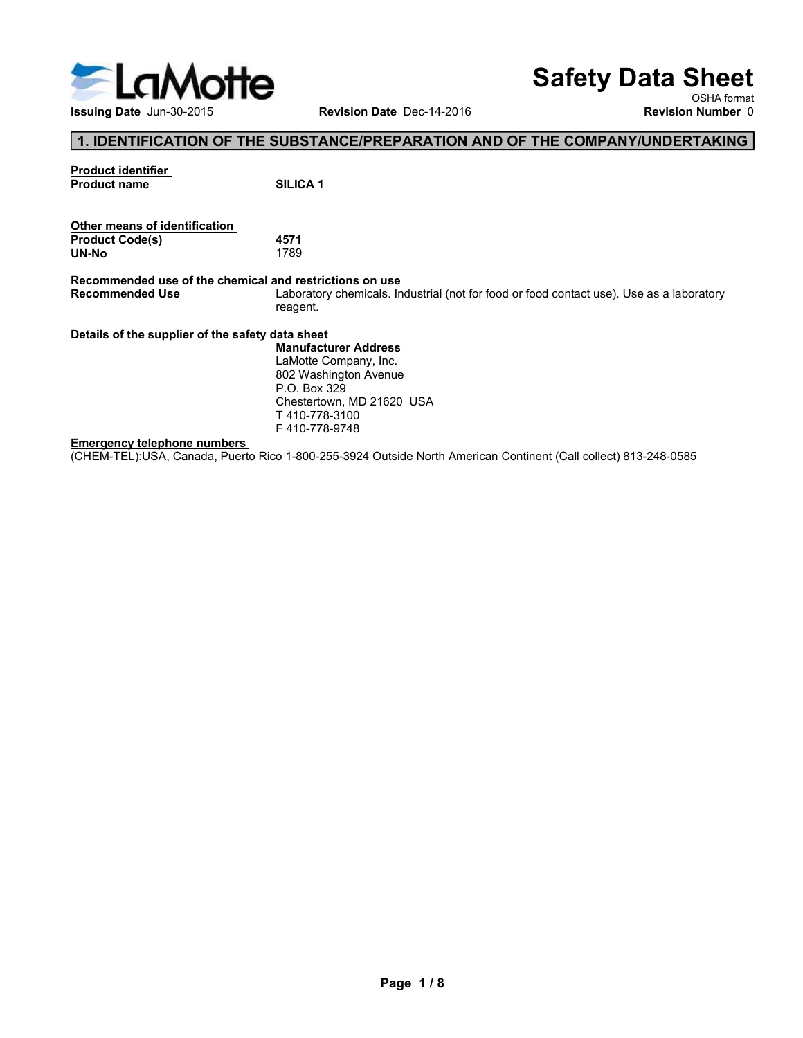LaMotte

# Safety Data Sheet

OSHA format

**Issuing Date** Jun-30-2015 **Revision Date** Dec-14-2016 **Revision Number** 0

## 1. IDENTIFICATION OF THE SUBSTANCE/PREPARATION AND OF THE COMPANY/UNDERTAKING

**Product identifier**

| | |
|---|---|
| **Product name** | **SILICA 1** |

**Other means of identification**

| | |
|---|---|
| **Product Code(s)** | **4571** |
| **UN-No** | 1789 |

**Recommended use of the chemical and restrictions on use**

| | |
|---|---|
| **Recommended Use** | Laboratory chemicals. Industrial (not for food or food contact use). Use as a laboratory reagent. |

**Details of the supplier of the safety data sheet**

**Manufacturer Address**
LaMotte Company, Inc.
802 Washington Avenue
P.O. Box 329
Chestertown, MD 21620 USA
T 410-778-3100
F 410-778-9748

**Emergency telephone numbers**

(CHEM-TEL):USA, Canada, Puerto Rico 1-800-255-3924 Outside North American Continent (Call collect) 813-248-0585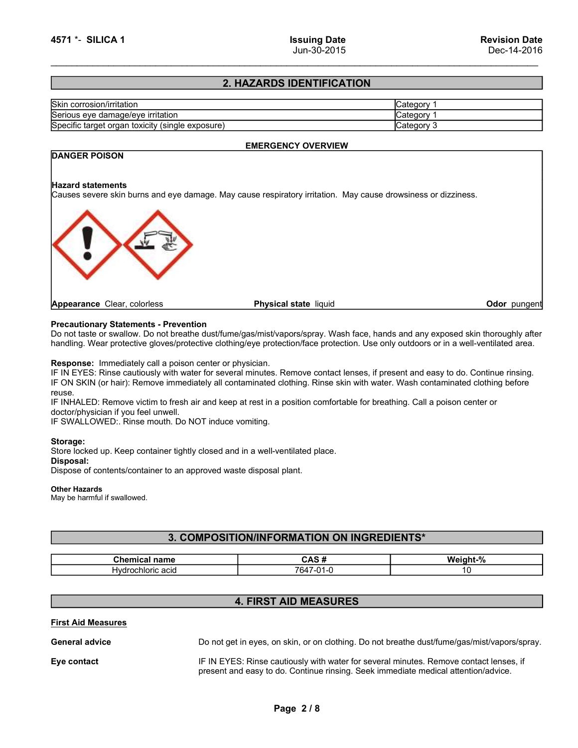## 2. HAZARDS IDENTIFICATION

| | |
|---|---|
| Skin corrosion/irritation | Category 1 |
| Serious eye damage/eye irritation | Category 1 |
| Specific target organ toxicity (single exposure) | Category 3 |

### EMERGENCY OVERVIEW

**DANGER POISON**

**Hazard statements**
Causes severe skin burns and eye damage. May cause respiratory irritation. May cause drowsiness or dizziness.

**Appearance** Clear, colorless **Physical state** liquid **Odor** pungent

**Precautionary Statements - Prevention**
Do not taste or swallow. Do not breathe dust/fume/gas/mist/vapors/spray. Wash face, hands and any exposed skin thoroughly after handling. Wear protective gloves/protective clothing/eye protection/face protection. Use only outdoors or in a well-ventilated area.

**Response:** Immediately call a poison center or physician.
IF IN EYES: Rinse cautiously with water for several minutes. Remove contact lenses, if present and easy to do. Continue rinsing.
IF ON SKIN (or hair): Remove immediately all contaminated clothing. Rinse skin with water. Wash contaminated clothing before reuse.
IF INHALED: Remove victim to fresh air and keep at rest in a position comfortable for breathing. Call a poison center or doctor/physician if you feel unwell.
IF SWALLOWED:. Rinse mouth. Do NOT induce vomiting.

**Storage:**
Store locked up. Keep container tightly closed and in a well-ventilated place.
**Disposal:**
Dispose of contents/container to an approved waste disposal plant.

**Other Hazards**
May be harmful if swallowed.

## 3. COMPOSITION/INFORMATION ON INGREDIENTS*

| Chemical name | CAS # | Weight-% |
|---|---|---|
| Hydrochloric acid | 7647-01-0 | 10 |

## 4. FIRST AID MEASURES

**First Aid Measures**

**General advice** Do not get in eyes, on skin, or on clothing. Do not breathe dust/fume/gas/mist/vapors/spray.

**Eye contact** IF IN EYES: Rinse cautiously with water for several minutes. Remove contact lenses, if present and easy to do. Continue rinsing. Seek immediate medical attention/advice.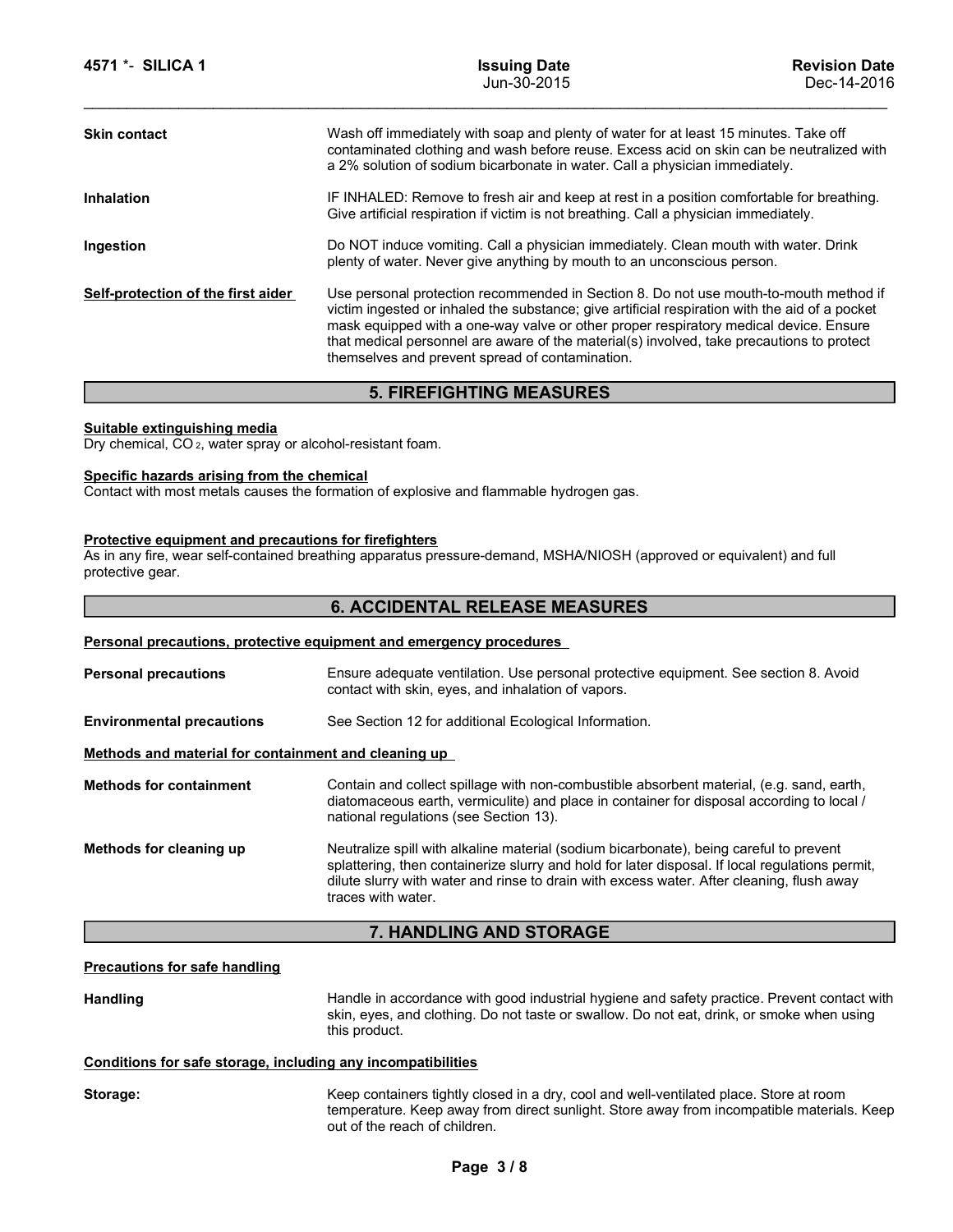| | |
|---|---|
| **Skin contact** | Wash off immediately with soap and plenty of water for at least 15 minutes. Take off contaminated clothing and wash before reuse. Excess acid on skin can be neutralized with a 2% solution of sodium bicarbonate in water. Call a physician immediately. |
| **Inhalation** | IF INHALED: Remove to fresh air and keep at rest in a position comfortable for breathing. Give artificial respiration if victim is not breathing. Call a physician immediately. |
| **Ingestion** | Do NOT induce vomiting. Call a physician immediately. Clean mouth with water. Drink plenty of water. Never give anything by mouth to an unconscious person. |
| **Self-protection of the first aider** | Use personal protection recommended in Section 8. Do not use mouth-to-mouth method if victim ingested or inhaled the substance; give artificial respiration with the aid of a pocket mask equipped with a one-way valve or other proper respiratory medical device. Ensure that medical personnel are aware of the material(s) involved, take precautions to protect themselves and prevent spread of contamination. |

## 5. FIREFIGHTING MEASURES

**Suitable extinguishing media**

Dry chemical, $CO_2$, water spray or alcohol-resistant foam.

**Specific hazards arising from the chemical**

Contact with most metals causes the formation of explosive and flammable hydrogen gas.

**Protective equipment and precautions for firefighters**

As in any fire, wear self-contained breathing apparatus pressure-demand, MSHA/NIOSH (approved or equivalent) and full protective gear.

## 6. ACCIDENTAL RELEASE MEASURES

**Personal precautions, protective equipment and emergency procedures**

| | |
|---|---|
| **Personal precautions** | Ensure adequate ventilation. Use personal protective equipment. See section 8. Avoid contact with skin, eyes, and inhalation of vapors. |
| **Environmental precautions** | See Section 12 for additional Ecological Information. |

**Methods and material for containment and cleaning up**

| | |
|---|---|
| **Methods for containment** | Contain and collect spillage with non-combustible absorbent material, (e.g. sand, earth, diatomaceous earth, vermiculite) and place in container for disposal according to local / national regulations (see Section 13). |
| **Methods for cleaning up** | Neutralize spill with alkaline material (sodium bicarbonate), being careful to prevent splattering, then containerize slurry and hold for later disposal. If local regulations permit, dilute slurry with water and rinse to drain with excess water. After cleaning, flush away traces with water. |

## 7. HANDLING AND STORAGE

**Precautions for safe handling**

| | |
|---|---|
| **Handling** | Handle in accordance with good industrial hygiene and safety practice. Prevent contact with skin, eyes, and clothing. Do not taste or swallow. Do not eat, drink, or smoke when using this product. |

**Conditions for safe storage, including any incompatibilities**

| | |
|---|---|
| **Storage:** | Keep containers tightly closed in a dry, cool and well-ventilated place. Store at room temperature. Keep away from direct sunlight. Store away from incompatible materials. Keep out of the reach of children. |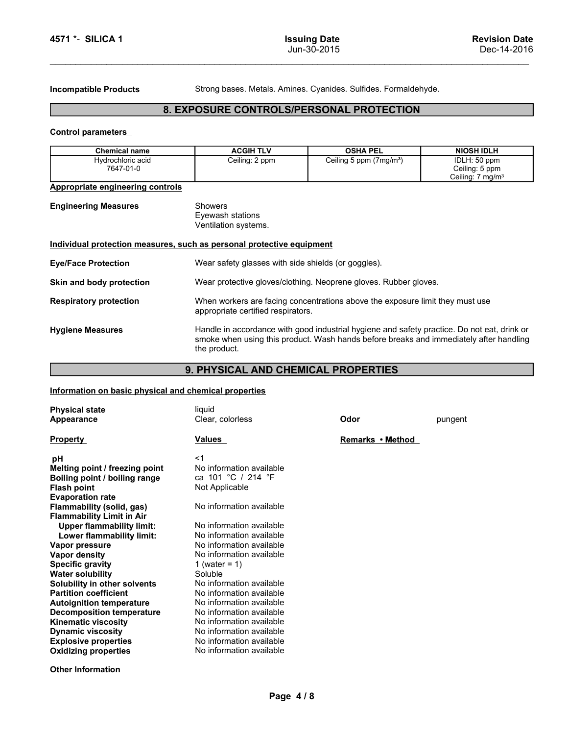**Incompatible Products** Strong bases. Metals. Amines. Cyanides. Sulfides. Formaldehyde.

## 8. EXPOSURE CONTROLS/PERSONAL PROTECTION

**Control parameters**

| Chemical name | ACGIH TLV | OSHA PEL | NIOSH IDLH |
|---|---|---|---|
| Hydrochloric acid<br>7647-01-0 | Ceiling: 2 ppm | Ceiling 5 ppm (7mg/m³) | IDLH: 50 ppm<br>Ceiling: 5 ppm<br>Ceiling: 7 mg/m³ |

**Appropriate engineering controls**

**Engineering Measures**
Showers
Eyewash stations
Ventilation systems.

**Individual protection measures, such as personal protective equipment**

**Eye/Face Protection** Wear safety glasses with side shields (or goggles).

**Skin and body protection** Wear protective gloves/clothing. Neoprene gloves. Rubber gloves.

**Respiratory protection** When workers are facing concentrations above the exposure limit they must use appropriate certified respirators.

**Hygiene Measures** Handle in accordance with good industrial hygiene and safety practice. Do not eat, drink or smoke when using this product. Wash hands before breaks and immediately after handling the product.

## 9. PHYSICAL AND CHEMICAL PROPERTIES

**Information on basic physical and chemical properties**

**Physical state** liquid
**Appearance** Clear, colorless **Odor** pungent

| Property | Values | Remarks • Method |
|---|---|---|
| pH | <1 | |
| Melting point / freezing point | No information available | |
| Boiling point / boiling range | ca 101 °C / 214 °F | |
| Flash point | Not Applicable | |
| Evaporation rate | | |
| Flammability (solid, gas) | No information available | |
| Flammability Limit in Air | | |
| Upper flammability limit: | No information available | |
| Lower flammability limit: | No information available | |
| Vapor pressure | No information available | |
| Vapor density | No information available | |
| Specific gravity | 1 (water = 1) | |
| Water solubility | Soluble | |
| Solubility in other solvents | No information available | |
| Partition coefficient | No information available | |
| Autoignition temperature | No information available | |
| Decomposition temperature | No information available | |
| Kinematic viscosity | No information available | |
| Dynamic viscosity | No information available | |
| Explosive properties | No information available | |
| Oxidizing properties | No information available | |

**Other Information**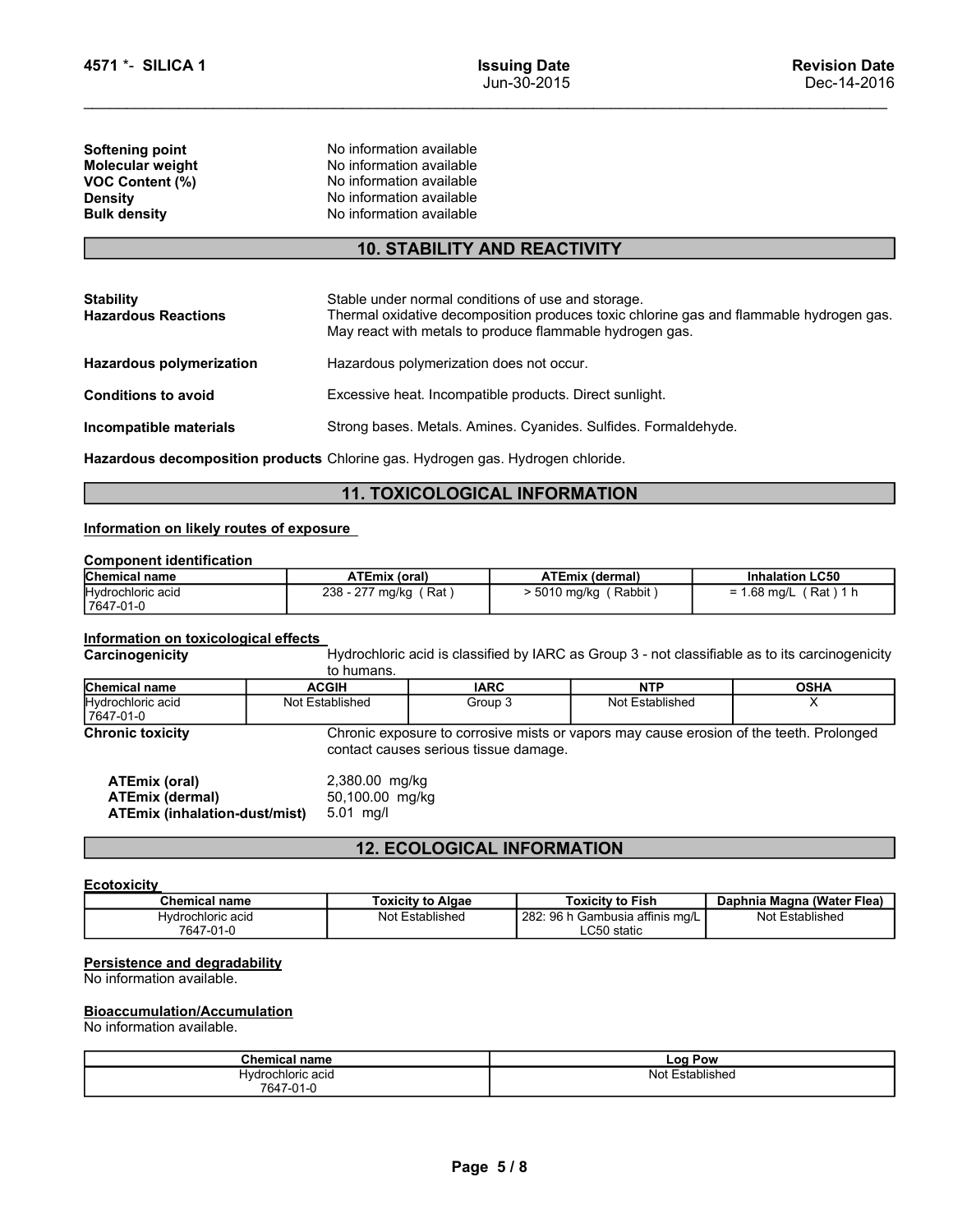**Softening point** No information available
**Molecular weight** No information available
**VOC Content (%)** No information available
**Density** No information available
**Bulk density** No information available

## 10. STABILITY AND REACTIVITY

**Stability** Stable under normal conditions of use and storage.

**Hazardous Reactions** Thermal oxidative decomposition produces toxic chlorine gas and flammable hydrogen gas. May react with metals to produce flammable hydrogen gas.

**Hazardous polymerization** Hazardous polymerization does not occur.

**Conditions to avoid** Excessive heat. Incompatible products. Direct sunlight.

**Incompatible materials** Strong bases. Metals. Amines. Cyanides. Sulfides. Formaldehyde.

**Hazardous decomposition products** Chlorine gas. Hydrogen gas. Hydrogen chloride.

## 11. TOXICOLOGICAL INFORMATION

**Information on likely routes of exposure**

**Component identification**

| Chemical name | ATEmix (oral) | ATEmix (dermal) | Inhalation LC50 |
|---|---|---|---|
| Hydrochloric acid 7647-01-0 | 238 - 277 mg/kg ( Rat ) | > 5010 mg/kg ( Rabbit ) | = 1.68 mg/L ( Rat ) 1 h |

**Information on toxicological effects**

**Carcinogenicity** Hydrochloric acid is classified by IARC as Group 3 - not classifiable as to its carcinogenicity to humans.

| Chemical name | ACGIH | IARC | NTP | OSHA |
|---|---|---|---|---|
| Hydrochloric acid 7647-01-0 | Not Established | Group 3 | Not Established | X |

**Chronic toxicity** Chronic exposure to corrosive mists or vapors may cause erosion of the teeth. Prolonged contact causes serious tissue damage.

**ATEmix (oral)** 2,380.00 mg/kg
**ATEmix (dermal)** 50,100.00 mg/kg
**ATEmix (inhalation-dust/mist)** 5.01 mg/l

## 12. ECOLOGICAL INFORMATION

**Ecotoxicity**

| Chemical name | Toxicity to Algae | Toxicity to Fish | Daphnia Magna (Water Flea) |
|---|---|---|---|
| Hydrochloric acid 7647-01-0 | Not Established | 282: 96 h Gambusia affinis mg/L LC50 static | Not Established |

**Persistence and degradability**
No information available.

**Bioaccumulation/Accumulation**
No information available.

| Chemical name | Log Pow |
|---|---|
| Hydrochloric acid 7647-01-0 | Not Established |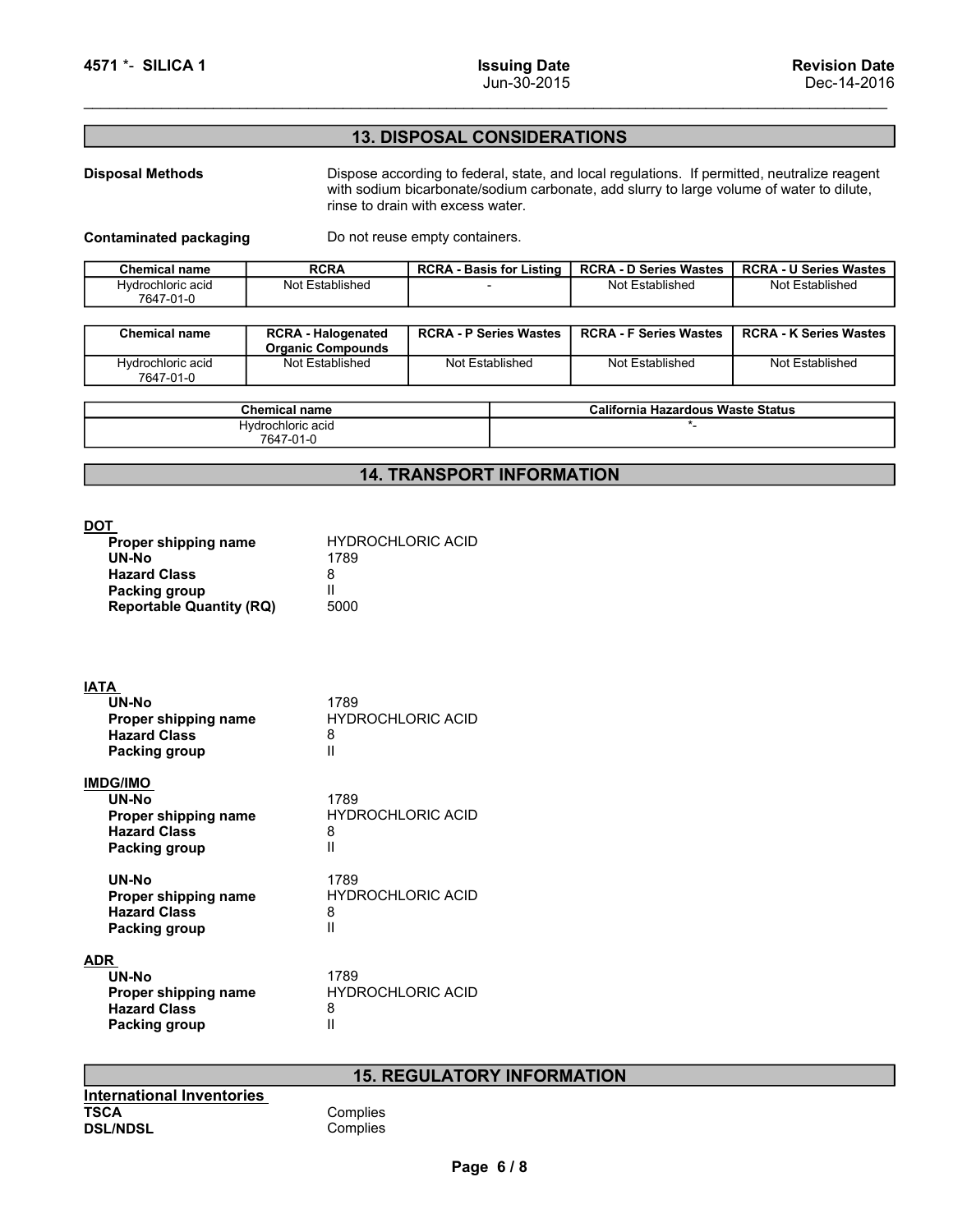## 13. DISPOSAL CONSIDERATIONS

**Disposal Methods**

Dispose according to federal, state, and local regulations. If permitted, neutralize reagent with sodium bicarbonate/sodium carbonate, add slurry to large volume of water to dilute, rinse to drain with excess water.

**Contaminated packaging**

Do not reuse empty containers.

| Chemical name | RCRA | RCRA - Basis for Listing | RCRA - D Series Wastes | RCRA - U Series Wastes |
|---|---|---|---|---|
| Hydrochloric acid 7647-01-0 | Not Established | - | Not Established | Not Established |

| Chemical name | RCRA - Halogenated Organic Compounds | RCRA - P Series Wastes | RCRA - F Series Wastes | RCRA - K Series Wastes |
|---|---|---|---|---|
| Hydrochloric acid 7647-01-0 | Not Established | Not Established | Not Established | Not Established |

| Chemical name | California Hazardous Waste Status |
|---|---|
| Hydrochloric acid 7647-01-0 | *- |

## 14. TRANSPORT INFORMATION

**DOT**

- **Proper shipping name**: HYDROCHLORIC ACID
- **UN-No**: 1789
- **Hazard Class**: 8
- **Packing group**: II
- **Reportable Quantity (RQ)**: 5000

**IATA**

- **UN-No**: 1789
- **Proper shipping name**: HYDROCHLORIC ACID
- **Hazard Class**: 8
- **Packing group**: II

**IMDG/IMO**

- **UN-No**: 1789
- **Proper shipping name**: HYDROCHLORIC ACID
- **Hazard Class**: 8
- **Packing group**: II

- **UN-No**: 1789
- **Proper shipping name**: HYDROCHLORIC ACID
- **Hazard Class**: 8
- **Packing group**: II

**ADR**

- **UN-No**: 1789
- **Proper shipping name**: HYDROCHLORIC ACID
- **Hazard Class**: 8
- **Packing group**: II

## 15. REGULATORY INFORMATION

**International Inventories**

- **TSCA**: Complies
- **DSL/NDSL**: Complies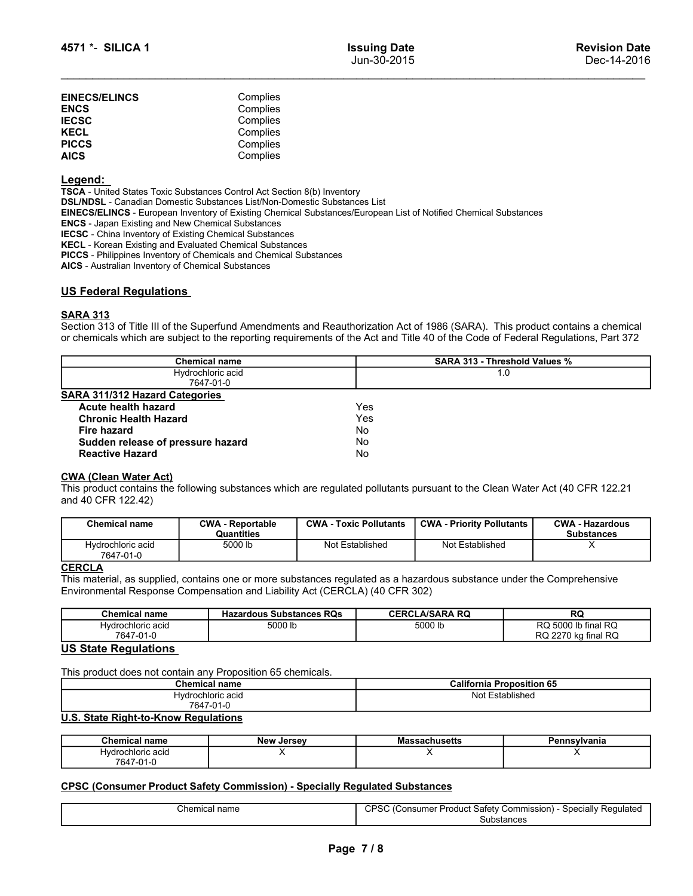| | |
|---|---|
| **EINECS/ELINCS** | Complies |
| **ENCS** | Complies |
| **IECSC** | Complies |
| **KECL** | Complies |
| **PICCS** | Complies |
| **AICS** | Complies |

## Legend:

**TSCA** - United States Toxic Substances Control Act Section 8(b) Inventory
**DSL/NDSL** - Canadian Domestic Substances List/Non-Domestic Substances List
**EINECS/ELINCS** - European Inventory of Existing Chemical Substances/European List of Notified Chemical Substances
**ENCS** - Japan Existing and New Chemical Substances
**IECSC** - China Inventory of Existing Chemical Substances
**KECL** - Korean Existing and Evaluated Chemical Substances
**PICCS** - Philippines Inventory of Chemicals and Chemical Substances
**AICS** - Australian Inventory of Chemical Substances

## US Federal Regulations

### SARA 313

Section 313 of Title III of the Superfund Amendments and Reauthorization Act of 1986 (SARA). This product contains a chemical or chemicals which are subject to the reporting requirements of the Act and Title 40 of the Code of Federal Regulations, Part 372

| Chemical name | SARA 313 - Threshold Values % |
|---|---|
| Hydrochloric acid<br>7647-01-0 | 1.0 |

### SARA 311/312 Hazard Categories

| | |
|---|---|
| **Acute health hazard** | Yes |
| **Chronic Health Hazard** | Yes |
| **Fire hazard** | No |
| **Sudden release of pressure hazard** | No |
| **Reactive Hazard** | No |

### CWA (Clean Water Act)

This product contains the following substances which are regulated pollutants pursuant to the Clean Water Act (40 CFR 122.21 and 40 CFR 122.42)

| Chemical name | CWA - Reportable Quantities | CWA - Toxic Pollutants | CWA - Priority Pollutants | CWA - Hazardous Substances |
|---|---|---|---|---|
| Hydrochloric acid<br>7647-01-0 | 5000 lb | Not Established | Not Established | X |

### CERCLA

This material, as supplied, contains one or more substances regulated as a hazardous substance under the Comprehensive Environmental Response Compensation and Liability Act (CERCLA) (40 CFR 302)

| Chemical name | Hazardous Substances RQs | CERCLA/SARA RQ | RQ |
|---|---|---|---|
| Hydrochloric acid<br>7647-01-0 | 5000 lb | 5000 lb | RQ 5000 lb final RQ<br>RQ 2270 kg final RQ |

## US State Regulations

This product does not contain any Proposition 65 chemicals.

| Chemical name | California Proposition 65 |
|---|---|
| Hydrochloric acid<br>7647-01-0 | Not Established |

### U.S. State Right-to-Know Regulations

| Chemical name | New Jersey | Massachusetts | Pennsylvania |
|---|---|---|---|
| Hydrochloric acid<br>7647-01-0 | X | X | X |

### CPSC (Consumer Product Safety Commission) - Specially Regulated Substances

| Chemical name | CPSC (Consumer Product Safety Commission) - Specially Regulated Substances |
|---|---|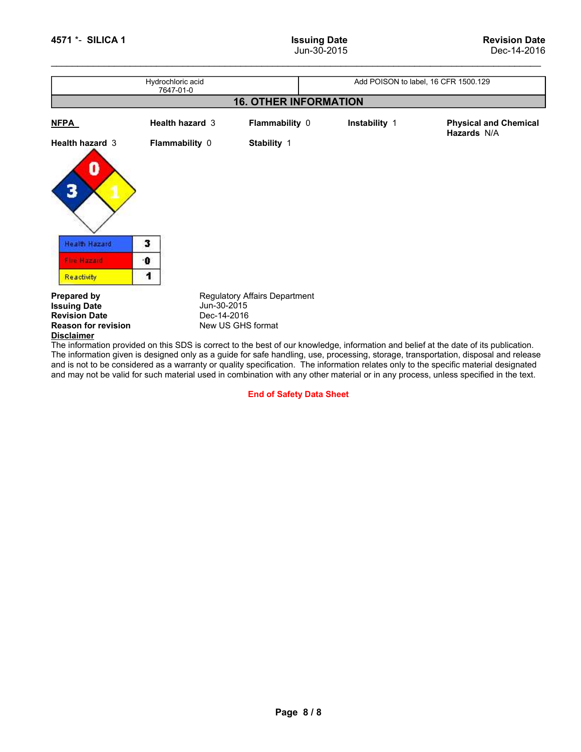| | |
|---|---|
| Hydrochloric acid 7647-01-0 | Add POISON to label, 16 CFR 1500.129 |

## 16. OTHER INFORMATION

**NFPA**

**Health hazard** 3 **Flammability** 0 **Instability** 1 **Physical and Chemical Hazards** N/A

**Health hazard** 3 **Flammability** 0 **Stability** 1

0

3 1

| | |
|---|---|
| Health Hazard | 3 |
| Fire Hazard | 0 |
| Reactivity | 1 |

**Prepared by** Regulatory Affairs Department
**Issuing Date** Jun-30-2015
**Revision Date** Dec-14-2016
**Reason for revision** New US GHS format

**Disclaimer**

The information provided on this SDS is correct to the best of our knowledge, information and belief at the date of its publication. The information given is designed only as a guide for safe handling, use, processing, storage, transportation, disposal and release and is not to be considered as a warranty or quality specification. The information relates only to the specific material designated and may not be valid for such material used in combination with any other material or in any process, unless specified in the text.

**End of Safety Data Sheet**